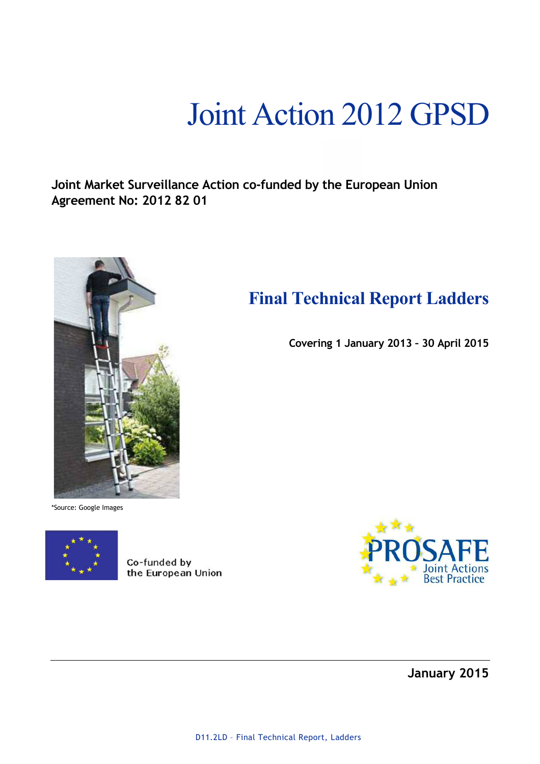# Joint Action 2012 GPSD

**Joint Market Surveillance Action co-funded by the European Union**
**Agreement No: 2012 82 01**

## Final Technical Report Ladders

**Covering 1 January 2013 – 30 April 2015**

*Source: Google Images

Co-funded by the European Union

PROSAFE Joint Actions Best Practice

**January 2015**

D11.2LD – Final Technical Report, Ladders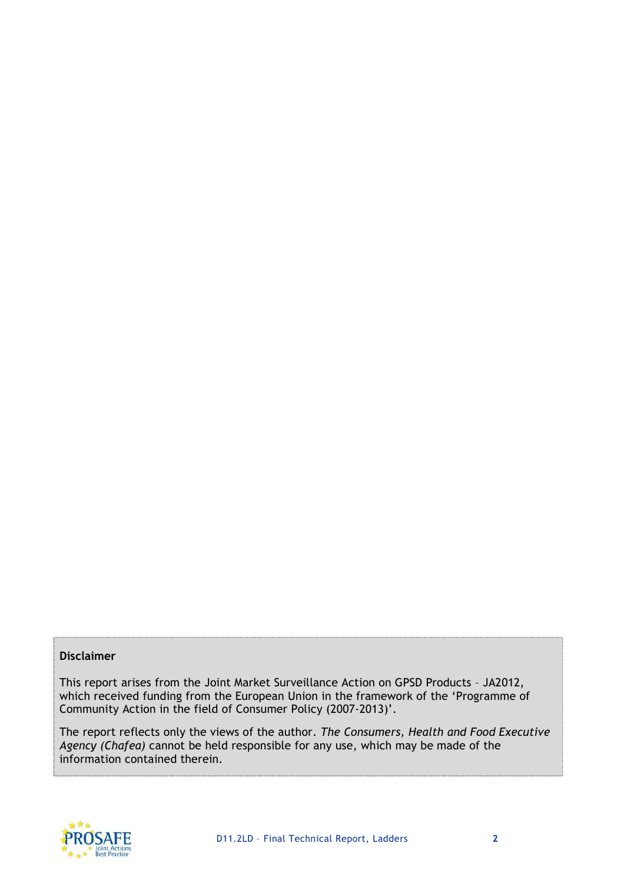**Disclaimer**

This report arises from the Joint Market Surveillance Action on GPSD Products – JA2012, which received funding from the European Union in the framework of the 'Programme of Community Action in the field of Consumer Policy (2007-2013)'.

The report reflects only the views of the author. *The Consumers, Health and Food Executive Agency (Chafea)* cannot be held responsible for any use, which may be made of the information contained therein.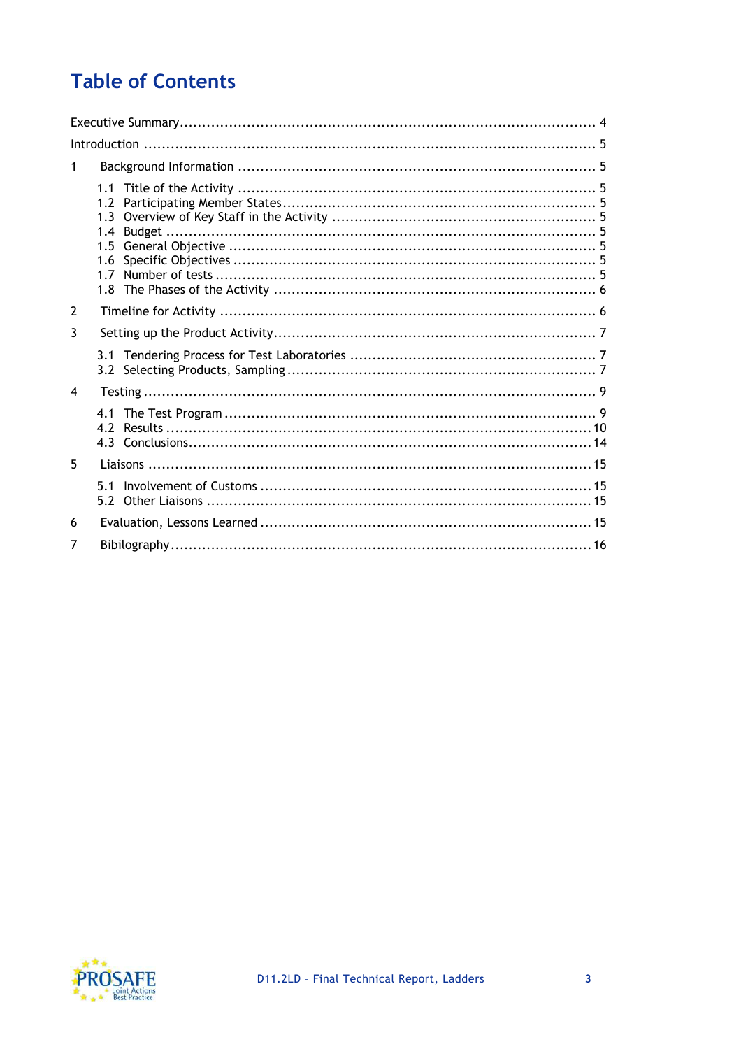# Table of Contents

Executive Summary ........................................................................................ 4

Introduction ................................................................................................ 5

1 Background Information ........................................................................... 5

- 1.1 Title of the Activity ............................................................................ 5
- 1.2 Participating Member States .................................................................. 5
- 1.3 Overview of Key Staff in the Activity ....................................................... 5
- 1.4 Budget ................................................................................................ 5
- 1.5 General Objective ................................................................................ 5
- 1.6 Specific Objectives ............................................................................... 5
- 1.7 Number of tests .................................................................................... 5
- 1.8 The Phases of the Activity ..................................................................... 6

2 Timeline for Activity .................................................................................. 6

3 Setting up the Product Activity ..................................................................... 7

- 3.1 Tendering Process for Test Laboratories ................................................... 7
- 3.2 Selecting Products, Sampling .................................................................. 7

4 Testing ..................................................................................................... 9

- 4.1 The Test Program ................................................................................. 9
- 4.2 Results ............................................................................................... 10
- 4.3 Conclusions ......................................................................................... 14

5 Liaisons ................................................................................................... 15

- 5.1 Involvement of Customs ........................................................................ 15
- 5.2 Other Liaisons ..................................................................................... 15

6 Evaluation, Lessons Learned ........................................................................ 15

7 Bibilography ............................................................................................. 16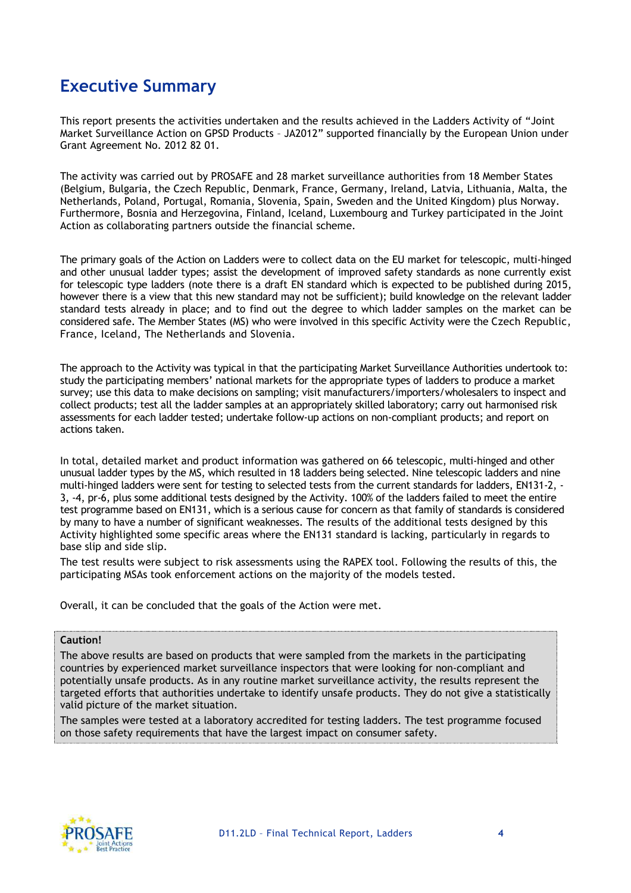# Executive Summary

This report presents the activities undertaken and the results achieved in the Ladders Activity of "Joint Market Surveillance Action on GPSD Products – JA2012" supported financially by the European Union under Grant Agreement No. 2012 82 01.

The activity was carried out by PROSAFE and 28 market surveillance authorities from 18 Member States (Belgium, Bulgaria, the Czech Republic, Denmark, France, Germany, Ireland, Latvia, Lithuania, Malta, the Netherlands, Poland, Portugal, Romania, Slovenia, Spain, Sweden and the United Kingdom) plus Norway. Furthermore, Bosnia and Herzegovina, Finland, Iceland, Luxembourg and Turkey participated in the Joint Action as collaborating partners outside the financial scheme.

The primary goals of the Action on Ladders were to collect data on the EU market for telescopic, multi-hinged and other unusual ladder types; assist the development of improved safety standards as none currently exist for telescopic type ladders (note there is a draft EN standard which is expected to be published during 2015, however there is a view that this new standard may not be sufficient); build knowledge on the relevant ladder standard tests already in place; and to find out the degree to which ladder samples on the market can be considered safe. The Member States (MS) who were involved in this specific Activity were the Czech Republic, France, Iceland, The Netherlands and Slovenia.

The approach to the Activity was typical in that the participating Market Surveillance Authorities undertook to: study the participating members' national markets for the appropriate types of ladders to produce a market survey; use this data to make decisions on sampling; visit manufacturers/importers/wholesalers to inspect and collect products; test all the ladder samples at an appropriately skilled laboratory; carry out harmonised risk assessments for each ladder tested; undertake follow-up actions on non-compliant products; and report on actions taken.

In total, detailed market and product information was gathered on 66 telescopic, multi-hinged and other unusual ladder types by the MS, which resulted in 18 ladders being selected. Nine telescopic ladders and nine multi-hinged ladders were sent for testing to selected tests from the current standards for ladders, EN131-2, -3, -4, pr-6, plus some additional tests designed by the Activity. 100% of the ladders failed to meet the entire test programme based on EN131, which is a serious cause for concern as that family of standards is considered by many to have a number of significant weaknesses. The results of the additional tests designed by this Activity highlighted some specific areas where the EN131 standard is lacking, particularly in regards to base slip and side slip.

The test results were subject to risk assessments using the RAPEX tool. Following the results of this, the participating MSAs took enforcement actions on the majority of the models tested.

Overall, it can be concluded that the goals of the Action were met.

**Caution!**

The above results are based on products that were sampled from the markets in the participating countries by experienced market surveillance inspectors that were looking for non-compliant and potentially unsafe products. As in any routine market surveillance activity, the results represent the targeted efforts that authorities undertake to identify unsafe products. They do not give a statistically valid picture of the market situation.

The samples were tested at a laboratory accredited for testing ladders. The test programme focused on those safety requirements that have the largest impact on consumer safety.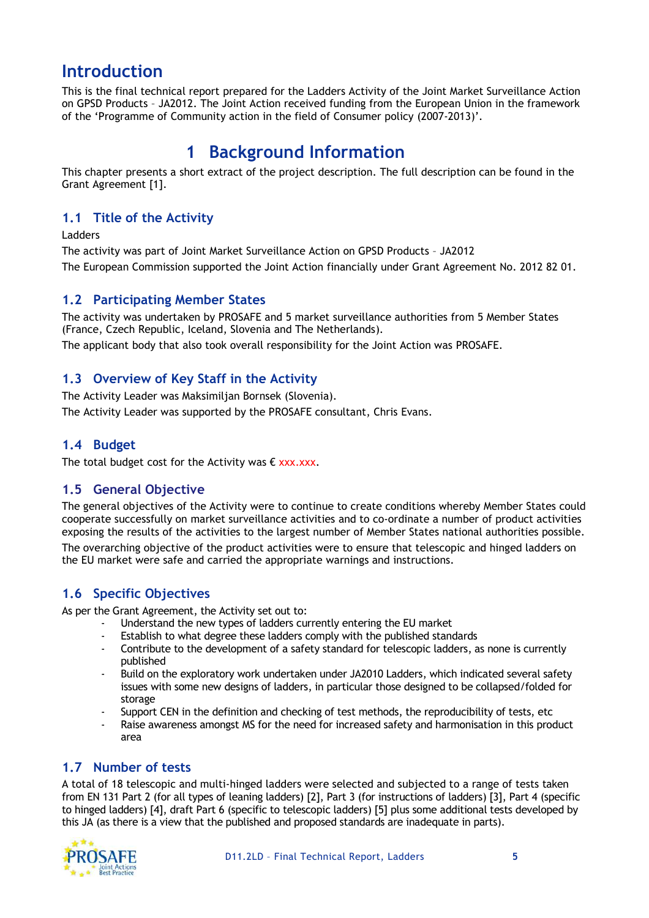# Introduction

This is the final technical report prepared for the Ladders Activity of the Joint Market Surveillance Action on GPSD Products – JA2012. The Joint Action received funding from the European Union in the framework of the 'Programme of Community action in the field of Consumer policy (2007-2013)'.

# 1 Background Information

This chapter presents a short extract of the project description. The full description can be found in the Grant Agreement [1].

## 1.1 Title of the Activity

Ladders

The activity was part of Joint Market Surveillance Action on GPSD Products – JA2012

The European Commission supported the Joint Action financially under Grant Agreement No. 2012 82 01.

## 1.2 Participating Member States

The activity was undertaken by PROSAFE and 5 market surveillance authorities from 5 Member States (France, Czech Republic, Iceland, Slovenia and The Netherlands).

The applicant body that also took overall responsibility for the Joint Action was PROSAFE.

## 1.3 Overview of Key Staff in the Activity

The Activity Leader was Maksimiljan Bornsek (Slovenia).

The Activity Leader was supported by the PROSAFE consultant, Chris Evans.

## 1.4 Budget

The total budget cost for the Activity was € xxx.xxx.

## 1.5 General Objective

The general objectives of the Activity were to continue to create conditions whereby Member States could cooperate successfully on market surveillance activities and to co-ordinate a number of product activities exposing the results of the activities to the largest number of Member States national authorities possible.

The overarching objective of the product activities were to ensure that telescopic and hinged ladders on the EU market were safe and carried the appropriate warnings and instructions.

## 1.6 Specific Objectives

As per the Grant Agreement, the Activity set out to:

- Understand the new types of ladders currently entering the EU market
- Establish to what degree these ladders comply with the published standards
- Contribute to the development of a safety standard for telescopic ladders, as none is currently published
- Build on the exploratory work undertaken under JA2010 Ladders, which indicated several safety issues with some new designs of ladders, in particular those designed to be collapsed/folded for storage
- Support CEN in the definition and checking of test methods, the reproducibility of tests, etc
- Raise awareness amongst MS for the need for increased safety and harmonisation in this product area

## 1.7 Number of tests

A total of 18 telescopic and multi-hinged ladders were selected and subjected to a range of tests taken from EN 131 Part 2 (for all types of leaning ladders) [2], Part 3 (for instructions of ladders) [3], Part 4 (specific to hinged ladders) [4], draft Part 6 (specific to telescopic ladders) [5] plus some additional tests developed by this JA (as there is a view that the published and proposed standards are inadequate in parts).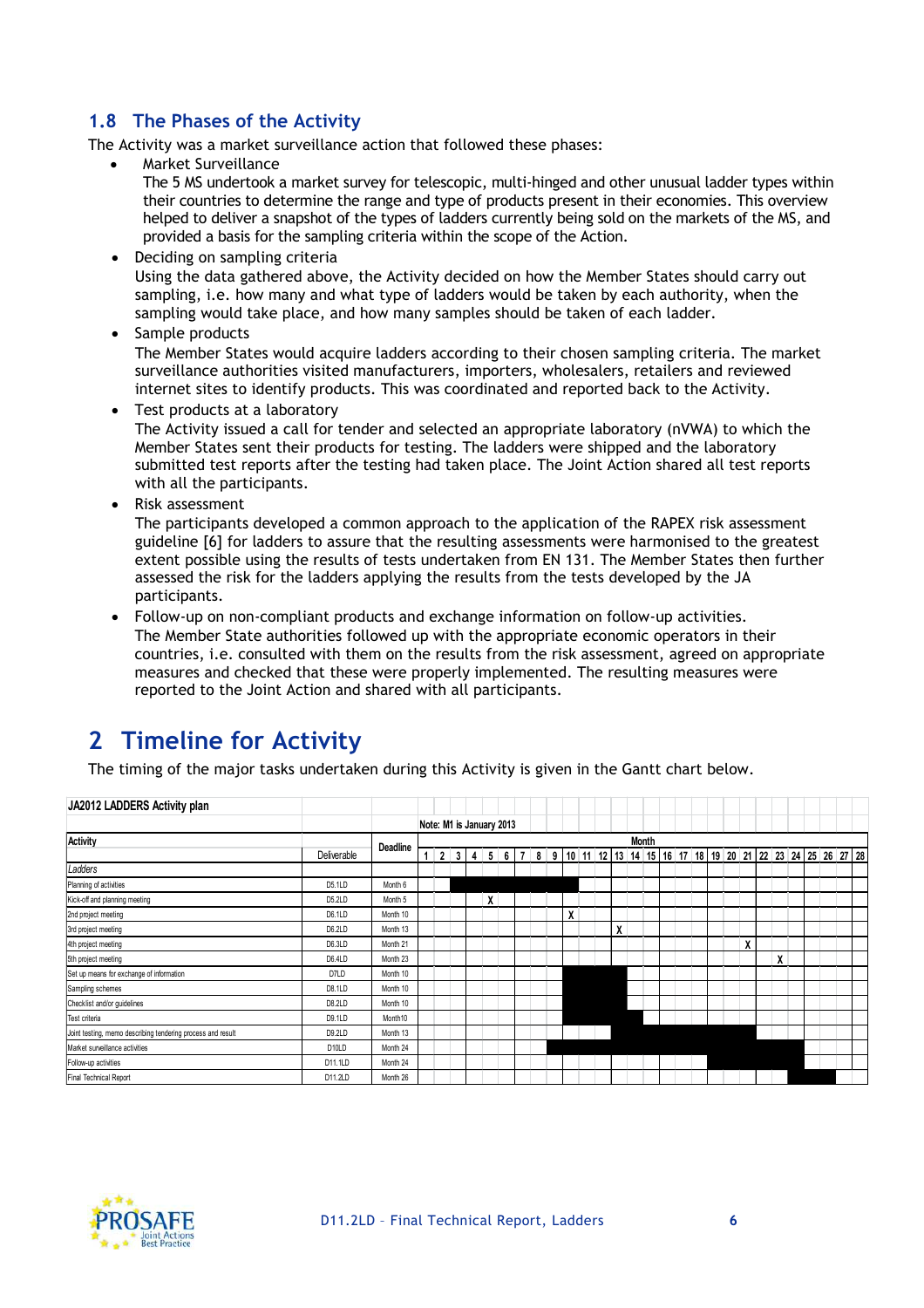## 1.8 The Phases of the Activity

The Activity was a market surveillance action that followed these phases:

- Market Surveillance
  The 5 MS undertook a market survey for telescopic, multi-hinged and other unusual ladder types within their countries to determine the range and type of products present in their economies. This overview helped to deliver a snapshot of the types of ladders currently being sold on the markets of the MS, and provided a basis for the sampling criteria within the scope of the Action.
- Deciding on sampling criteria
  Using the data gathered above, the Activity decided on how the Member States should carry out sampling, i.e. how many and what type of ladders would be taken by each authority, when the sampling would take place, and how many samples should be taken of each ladder.
- Sample products
  The Member States would acquire ladders according to their chosen sampling criteria. The market surveillance authorities visited manufacturers, importers, wholesalers, retailers and reviewed internet sites to identify products. This was coordinated and reported back to the Activity.
- Test products at a laboratory
  The Activity issued a call for tender and selected an appropriate laboratory (nVWA) to which the Member States sent their products for testing. The ladders were shipped and the laboratory submitted test reports after the testing had taken place. The Joint Action shared all test reports with all the participants.
- Risk assessment
  The participants developed a common approach to the application of the RAPEX risk assessment guideline [6] for ladders to assure that the resulting assessments were harmonised to the greatest extent possible using the results of tests undertaken from EN 131. The Member States then further assessed the risk for the ladders applying the results from the tests developed by the JA participants.
- Follow-up on non-compliant products and exchange information on follow-up activities.
  The Member State authorities followed up with the appropriate economic operators in their countries, i.e. consulted with them on the results from the risk assessment, agreed on appropriate measures and checked that these were properly implemented. The resulting measures were reported to the Joint Action and shared with all participants.

# 2 Timeline for Activity

The timing of the major tasks undertaken during this Activity is given in the Gantt chart below.

**JA2012 LADDERS Activity plan**

Note: M1 is January 2013

| Activity | Deliverable | Deadline | 1 | 2 | 3 | 4 | 5 | 6 | 7 | 8 | 9 | 10 | 11 | 12 | 13 | 14 | 15 | 16 | 17 | 18 | 19 | 20 | 21 | 22 | 23 | 24 | 25 | 26 | 27 | 28 |
|---|---|---|---|---|---|---|---|---|---|---|---|---|---|---|---|---|---|---|---|---|---|---|---|---|---|---|---|---|---|---|
| *Ladders* | | | | | | | | | | | | | | | | | | | | | | | | | | | | | | |
| Planning of activities | D5.1LD | Month 6 | | | ■ | ■ | ■ | ■ | ■ | ■ | ■ | | | | | | | | | | | | | | | | | | | |
| Kick-off and planning meeting | D5.2LD | Month 5 | | | | | X | | | | | | | | | | | | | | | | | | | | | | | |
| 2nd project meeting | D6.1LD | Month 10 | | | | | | | | | | X | | | | | | | | | | | | | | | | | | |
| 3rd project meeting | D6.2LD | Month 13 | | | | | | | | | | | | | X | | | | | | | | | | | | | | | |
| 4th project meeting | D6.3LD | Month 21 | | | | | | | | | | | | | | | | | | | | | X | | | | | | | |
| 5th project meeting | D6.4LD | Month 23 | | | | | | | | | | | | | | | | | | | | | | | X | | | | | |
| Set up means for exchange of information | D7LD | Month 10 | | | | | | | | | | ■ | ■ | ■ | | | | | | | | | | | | | | | | |
| Sampling schemes | D8.1LD | Month 10 | | | | | | | | | | ■ | ■ | ■ | ■ | | | | | | | | | | | | | | | |
| Checklist and/or guidelines | D8.2LD | Month 10 | | | | | | | | | | ■ | ■ | ■ | ■ | | | | | | | | | | | | | | | |
| Test criteria | D9.1LD | Month10 | | | | | | | | | | ■ | ■ | ■ | ■ | ■ | | | | | | | | | | | | | | |
| Joint testing, memo describing tendering process and result | D9.2LD | Month 13 | | | | | | | | | | | | | ■ | ■ | ■ | ■ | ■ | ■ | ■ | ■ | ■ | | | | | | | |
| Market surveillance activities | D10LD | Month 24 | | | | | | | | | ■ | ■ | ■ | ■ | ■ | ■ | ■ | ■ | ■ | ■ | ■ | ■ | ■ | ■ | ■ | ■ | | | | |
| Follow-up activities | D11.1LD | Month 24 | | | | | | | | | | | | | | | | | | | ■ | ■ | ■ | ■ | ■ | ■ | | | | |
| Final Technical Report | D11.2LD | Month 26 | | | | | | | | | | | | | | | | | | | | | | | | ■ | ■ | ■ | | |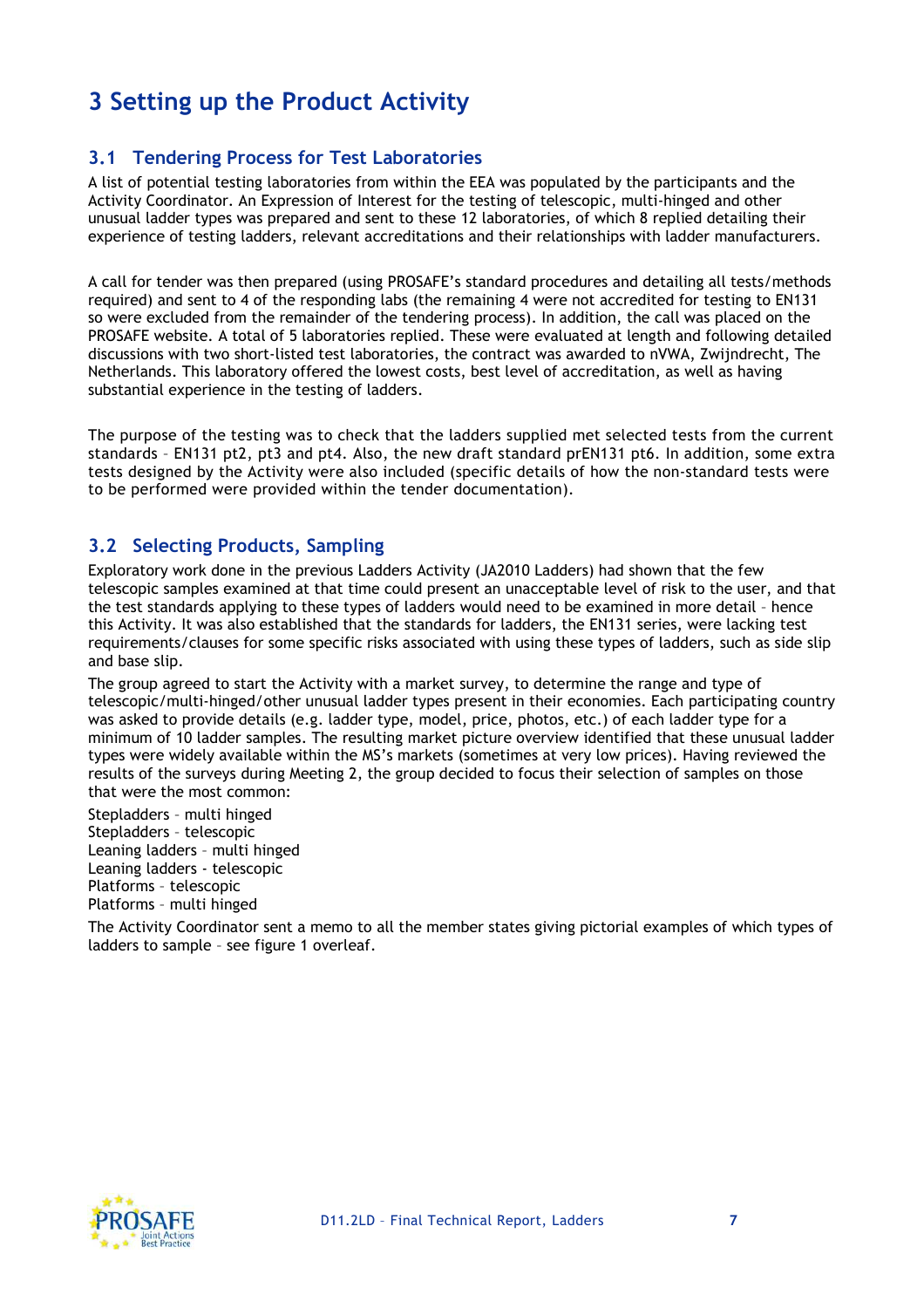# 3 Setting up the Product Activity

## 3.1 Tendering Process for Test Laboratories

A list of potential testing laboratories from within the EEA was populated by the participants and the Activity Coordinator. An Expression of Interest for the testing of telescopic, multi-hinged and other unusual ladder types was prepared and sent to these 12 laboratories, of which 8 replied detailing their experience of testing ladders, relevant accreditations and their relationships with ladder manufacturers.

A call for tender was then prepared (using PROSAFE's standard procedures and detailing all tests/methods required) and sent to 4 of the responding labs (the remaining 4 were not accredited for testing to EN131 so were excluded from the remainder of the tendering process). In addition, the call was placed on the PROSAFE website. A total of 5 laboratories replied. These were evaluated at length and following detailed discussions with two short-listed test laboratories, the contract was awarded to nVWA, Zwijndrecht, The Netherlands. This laboratory offered the lowest costs, best level of accreditation, as well as having substantial experience in the testing of ladders.

The purpose of the testing was to check that the ladders supplied met selected tests from the current standards – EN131 pt2, pt3 and pt4. Also, the new draft standard prEN131 pt6. In addition, some extra tests designed by the Activity were also included (specific details of how the non-standard tests were to be performed were provided within the tender documentation).

## 3.2 Selecting Products, Sampling

Exploratory work done in the previous Ladders Activity (JA2010 Ladders) had shown that the few telescopic samples examined at that time could present an unacceptable level of risk to the user, and that the test standards applying to these types of ladders would need to be examined in more detail – hence this Activity. It was also established that the standards for ladders, the EN131 series, were lacking test requirements/clauses for some specific risks associated with using these types of ladders, such as side slip and base slip.

The group agreed to start the Activity with a market survey, to determine the range and type of telescopic/multi-hinged/other unusual ladder types present in their economies. Each participating country was asked to provide details (e.g. ladder type, model, price, photos, etc.) of each ladder type for a minimum of 10 ladder samples. The resulting market picture overview identified that these unusual ladder types were widely available within the MS's markets (sometimes at very low prices). Having reviewed the results of the surveys during Meeting 2, the group decided to focus their selection of samples on those that were the most common:

Stepladders – multi hinged
Stepladders – telescopic
Leaning ladders – multi hinged
Leaning ladders - telescopic
Platforms – telescopic
Platforms – multi hinged

The Activity Coordinator sent a memo to all the member states giving pictorial examples of which types of ladders to sample – see figure 1 overleaf.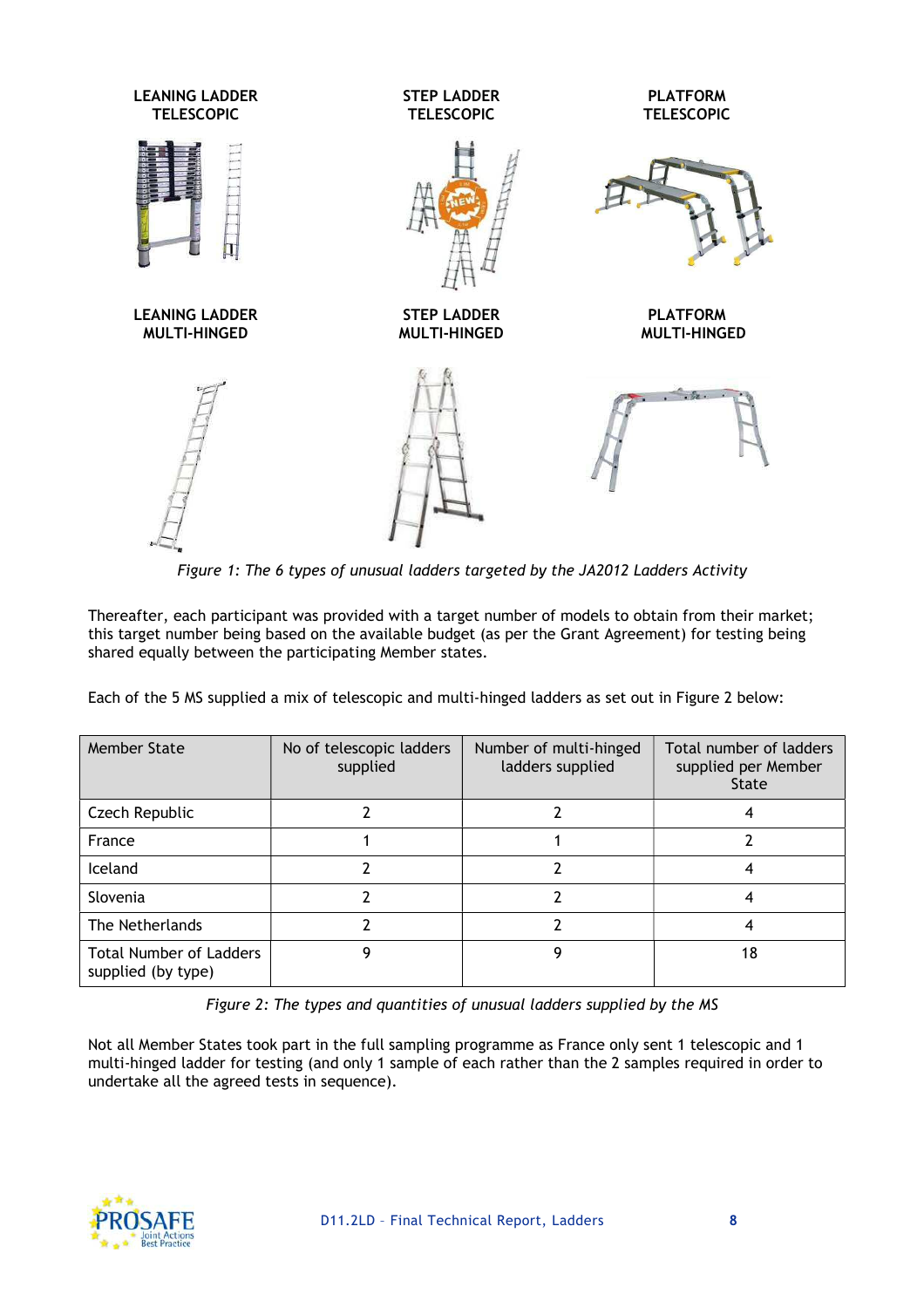LEANING LADDER TELESCOPIC

STEP LADDER TELESCOPIC

PLATFORM TELESCOPIC

LEANING LADDER MULTI-HINGED

STEP LADDER MULTI-HINGED

PLATFORM MULTI-HINGED

*Figure 1: The 6 types of unusual ladders targeted by the JA2012 Ladders Activity*

Thereafter, each participant was provided with a target number of models to obtain from their market; this target number being based on the available budget (as per the Grant Agreement) for testing being shared equally between the participating Member states.

Each of the 5 MS supplied a mix of telescopic and multi-hinged ladders as set out in Figure 2 below:

| Member State | No of telescopic ladders supplied | Number of multi-hinged ladders supplied | Total number of ladders supplied per Member State |
|---|---|---|---|
| Czech Republic | 2 | 2 | 4 |
| France | 1 | 1 | 2 |
| Iceland | 2 | 2 | 4 |
| Slovenia | 2 | 2 | 4 |
| The Netherlands | 2 | 2 | 4 |
| Total Number of Ladders supplied (by type) | 9 | 9 | 18 |

*Figure 2: The types and quantities of unusual ladders supplied by the MS*

Not all Member States took part in the full sampling programme as France only sent 1 telescopic and 1 multi-hinged ladder for testing (and only 1 sample of each rather than the 2 samples required in order to undertake all the agreed tests in sequence).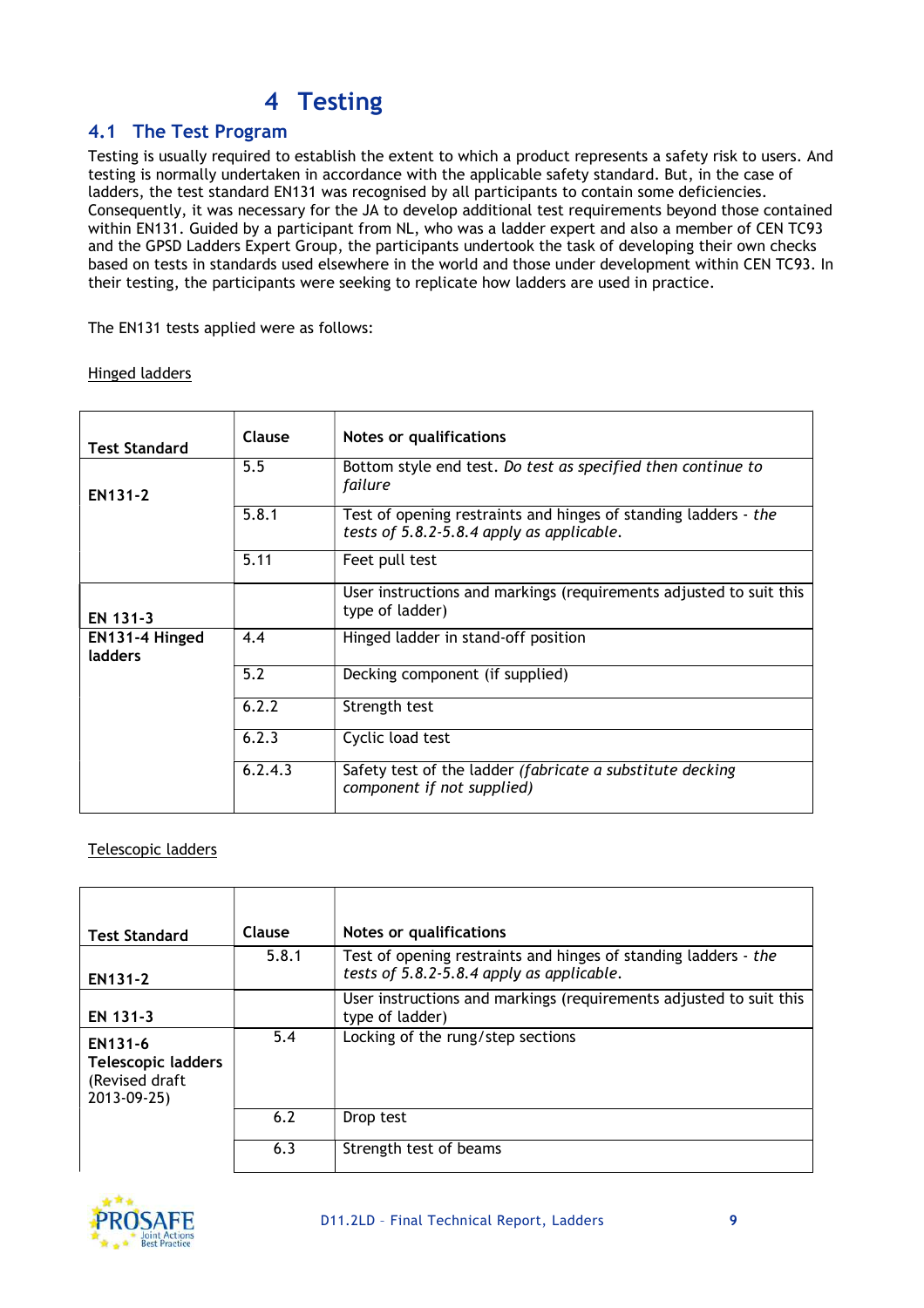# 4 Testing

## 4.1 The Test Program

Testing is usually required to establish the extent to which a product represents a safety risk to users. And testing is normally undertaken in accordance with the applicable safety standard. But, in the case of ladders, the test standard EN131 was recognised by all participants to contain some deficiencies. Consequently, it was necessary for the JA to develop additional test requirements beyond those contained within EN131. Guided by a participant from NL, who was a ladder expert and also a member of CEN TC93 and the GPSD Ladders Expert Group, the participants undertook the task of developing their own checks based on tests in standards used elsewhere in the world and those under development within CEN TC93. In their testing, the participants were seeking to replicate how ladders are used in practice.

The EN131 tests applied were as follows:

<u>Hinged ladders</u>

| Test Standard | Clause | Notes or qualifications |
|---|---|---|
| **EN131-2** | 5.5 | Bottom style end test. *Do test as specified then continue to failure* |
| | 5.8.1 | Test of opening restraints and hinges of standing ladders - *the tests of 5.8.2-5.8.4 apply as applicable.* |
| | 5.11 | Feet pull test |
| **EN 131-3** | | User instructions and markings (requirements adjusted to suit this type of ladder) |
| **EN131-4 Hinged ladders** | 4.4 | Hinged ladder in stand-off position |
| | 5.2 | Decking component (if supplied) |
| | 6.2.2 | Strength test |
| | 6.2.3 | Cyclic load test |
| | 6.2.4.3 | Safety test of the ladder *(fabricate a substitute decking component if not supplied)* |

<u>Telescopic ladders</u>

| Test Standard | Clause | Notes or qualifications |
|---|---|---|
| **EN131-2** | 5.8.1 | Test of opening restraints and hinges of standing ladders - *the tests of 5.8.2-5.8.4 apply as applicable.* |
| **EN 131-3** | | User instructions and markings (requirements adjusted to suit this type of ladder) |
| **EN131-6 Telescopic ladders** (Revised draft 2013-09-25) | 5.4 | Locking of the rung/step sections |
| | 6.2 | Drop test |
| | 6.3 | Strength test of beams |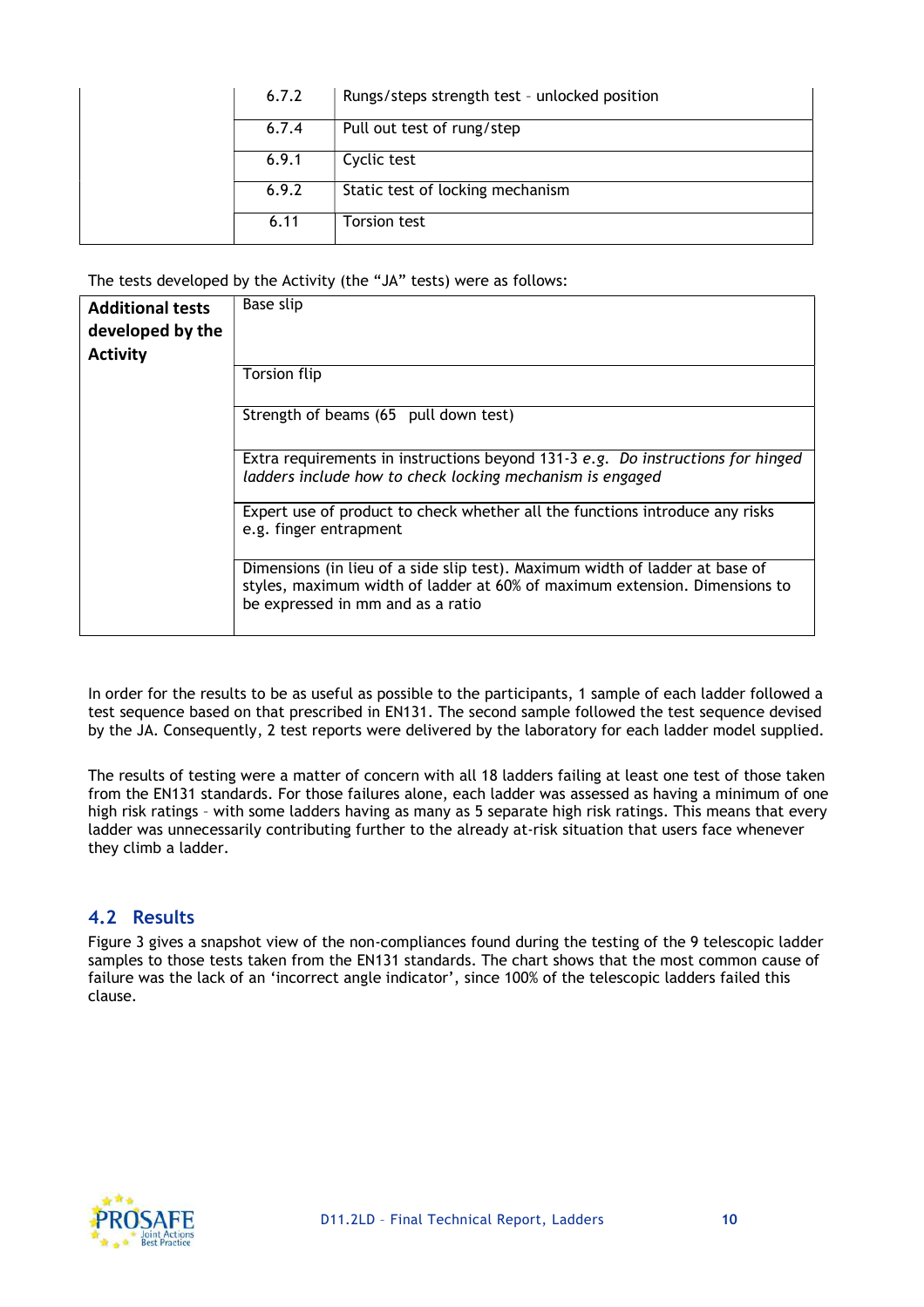| | | |
|---|---|---|
| | 6.7.2 | Rungs/steps strength test – unlocked position |
| | 6.7.4 | Pull out test of rung/step |
| | 6.9.1 | Cyclic test |
| | 6.9.2 | Static test of locking mechanism |
| | 6.11 | Torsion test |

The tests developed by the Activity (the "JA" tests) were as follows:

| | |
|---|---|
| **Additional tests developed by the Activity** | Base slip |
| | Torsion flip |
| | Strength of beams (65 pull down test) |
| | Extra requirements in instructions beyond 131-3 *e.g. Do instructions for hinged ladders include how to check locking mechanism is engaged* |
| | Expert use of product to check whether all the functions introduce any risks e.g. finger entrapment |
| | Dimensions (in lieu of a side slip test). Maximum width of ladder at base of styles, maximum width of ladder at 60% of maximum extension. Dimensions to be expressed in mm and as a ratio |

In order for the results to be as useful as possible to the participants, 1 sample of each ladder followed a test sequence based on that prescribed in EN131. The second sample followed the test sequence devised by the JA. Consequently, 2 test reports were delivered by the laboratory for each ladder model supplied.

The results of testing were a matter of concern with all 18 ladders failing at least one test of those taken from the EN131 standards. For those failures alone, each ladder was assessed as having a minimum of one high risk ratings – with some ladders having as many as 5 separate high risk ratings. This means that every ladder was unnecessarily contributing further to the already at-risk situation that users face whenever they climb a ladder.

## 4.2 Results

Figure 3 gives a snapshot view of the non-compliances found during the testing of the 9 telescopic ladder samples to those tests taken from the EN131 standards. The chart shows that the most common cause of failure was the lack of an 'incorrect angle indicator', since 100% of the telescopic ladders failed this clause.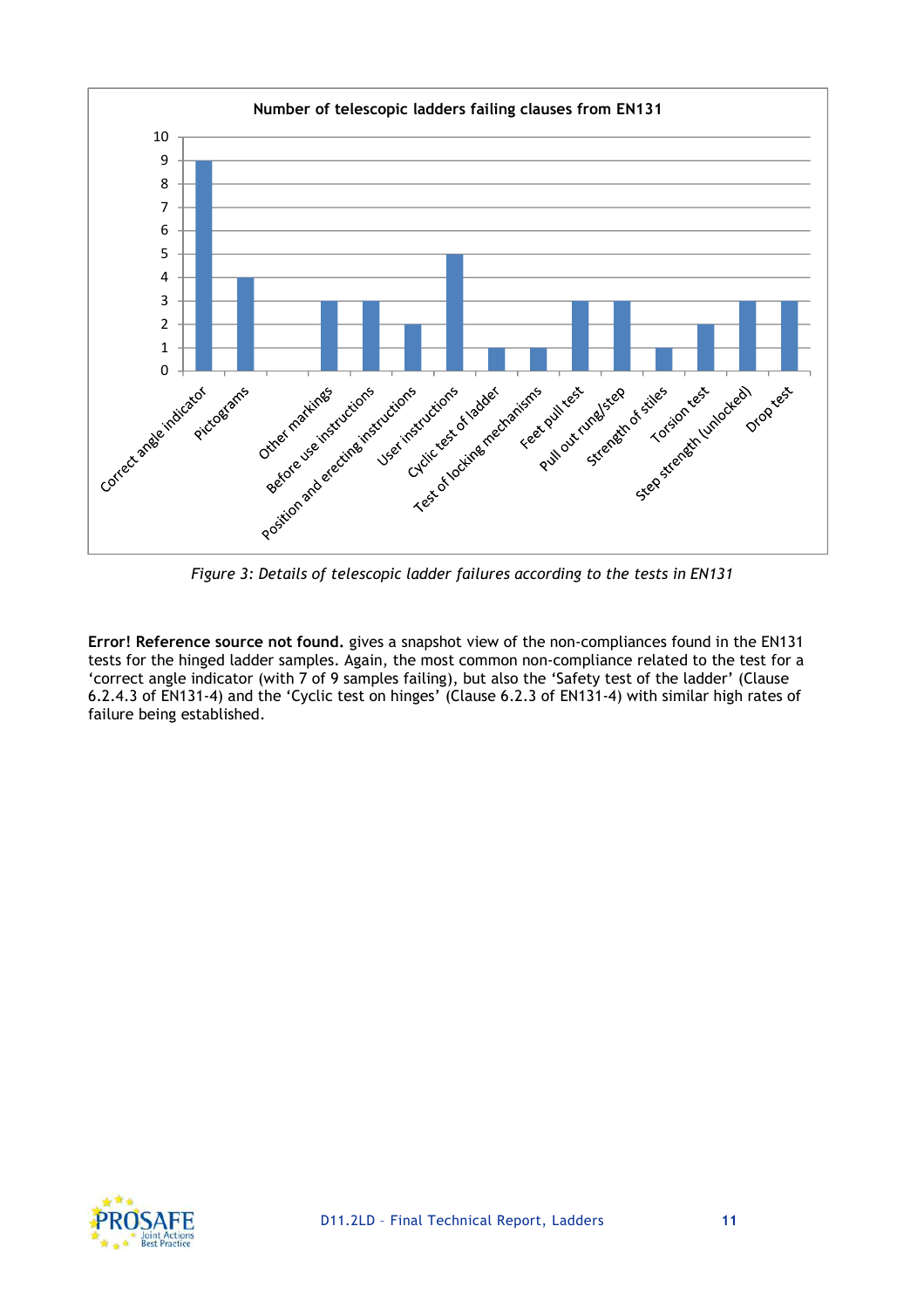**Number of telescopic ladders failing clauses from EN131**

| Clause | Number of ladders failing |
|---|---|
| Correct angle indicator | 9 |
| Pictograms | 4 |
| Other markings | 3 |
| Before use instructions | 3 |
| Position and erecting instructions | 2 |
| User instructions | 5 |
| Cyclic test of ladder | 1 |
| Test of locking mechanisms | 1 |
| Feet pull test | 3 |
| Pull out rung/step | 3 |
| Strength of stiles | 1 |
| Torsion test | 2 |
| Step strength (unlocked) | 3 |
| Drop test | 3 |

*Figure 3: Details of telescopic ladder failures according to the tests in EN131*

**Error! Reference source not found.** gives a snapshot view of the non-compliances found in the EN131 tests for the hinged ladder samples. Again, the most common non-compliance related to the test for a 'correct angle indicator (with 7 of 9 samples failing), but also the 'Safety test of the ladder' (Clause 6.2.4.3 of EN131-4) and the 'Cyclic test on hinges' (Clause 6.2.3 of EN131-4) with similar high rates of failure being established.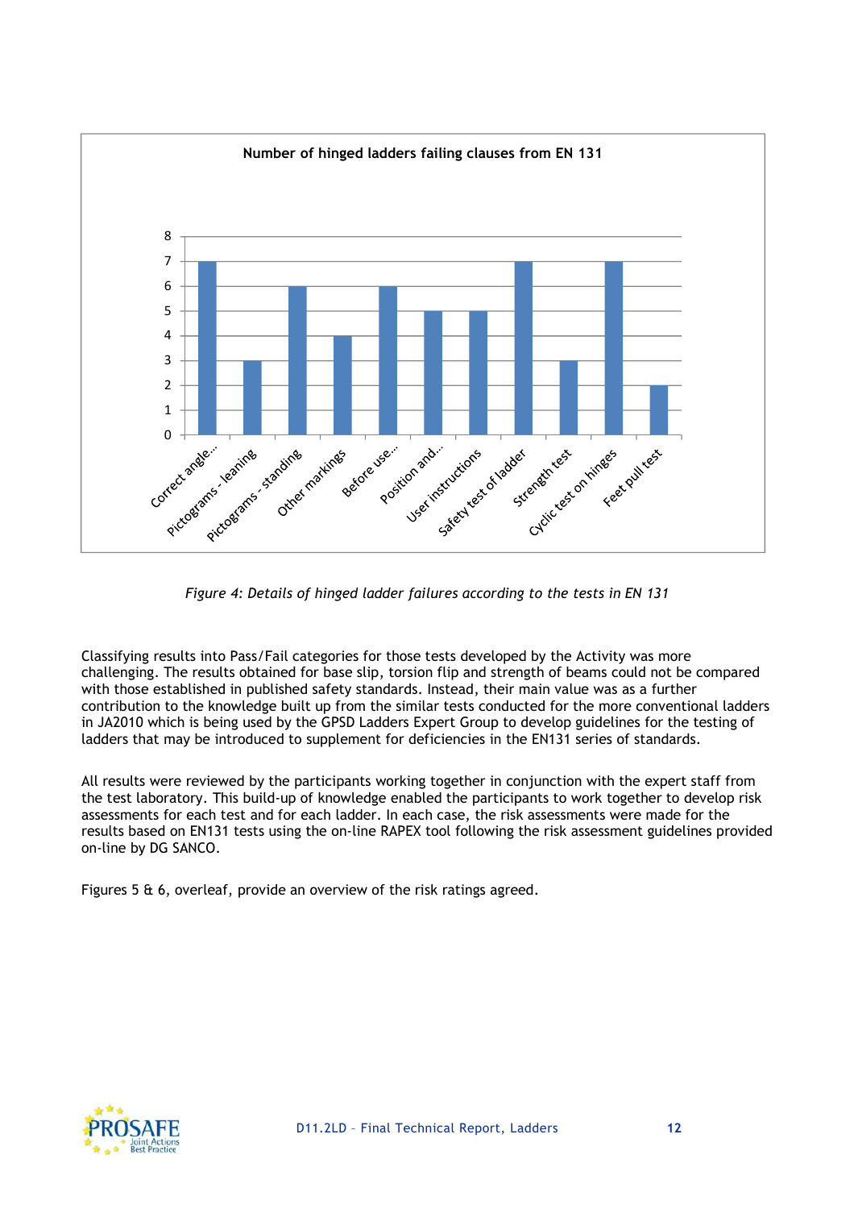**Number of hinged ladders failing clauses from EN 131**

| Clause | Number of ladders failing |
|---|---|
| Correct angle... | 7 |
| Pictograms - leaning | 3 |
| Pictograms - standing | 6 |
| Other markings | 4 |
| Before use... | 6 |
| Position and... | 5 |
| User instructions | 5 |
| Safety test of ladder | 7 |
| Strength test | 3 |
| Cyclic test on hinges | 7 |
| Feet pull test | 2 |

*Figure 4: Details of hinged ladder failures according to the tests in EN 131*

Classifying results into Pass/Fail categories for those tests developed by the Activity was more challenging. The results obtained for base slip, torsion flip and strength of beams could not be compared with those established in published safety standards. Instead, their main value was as a further contribution to the knowledge built up from the similar tests conducted for the more conventional ladders in JA2010 which is being used by the GPSD Ladders Expert Group to develop guidelines for the testing of ladders that may be introduced to supplement for deficiencies in the EN131 series of standards.

All results were reviewed by the participants working together in conjunction with the expert staff from the test laboratory. This build-up of knowledge enabled the participants to work together to develop risk assessments for each test and for each ladder. In each case, the risk assessments were made for the results based on EN131 tests using the on-line RAPEX tool following the risk assessment guidelines provided on-line by DG SANCO.

Figures 5 & 6, overleaf, provide an overview of the risk ratings agreed.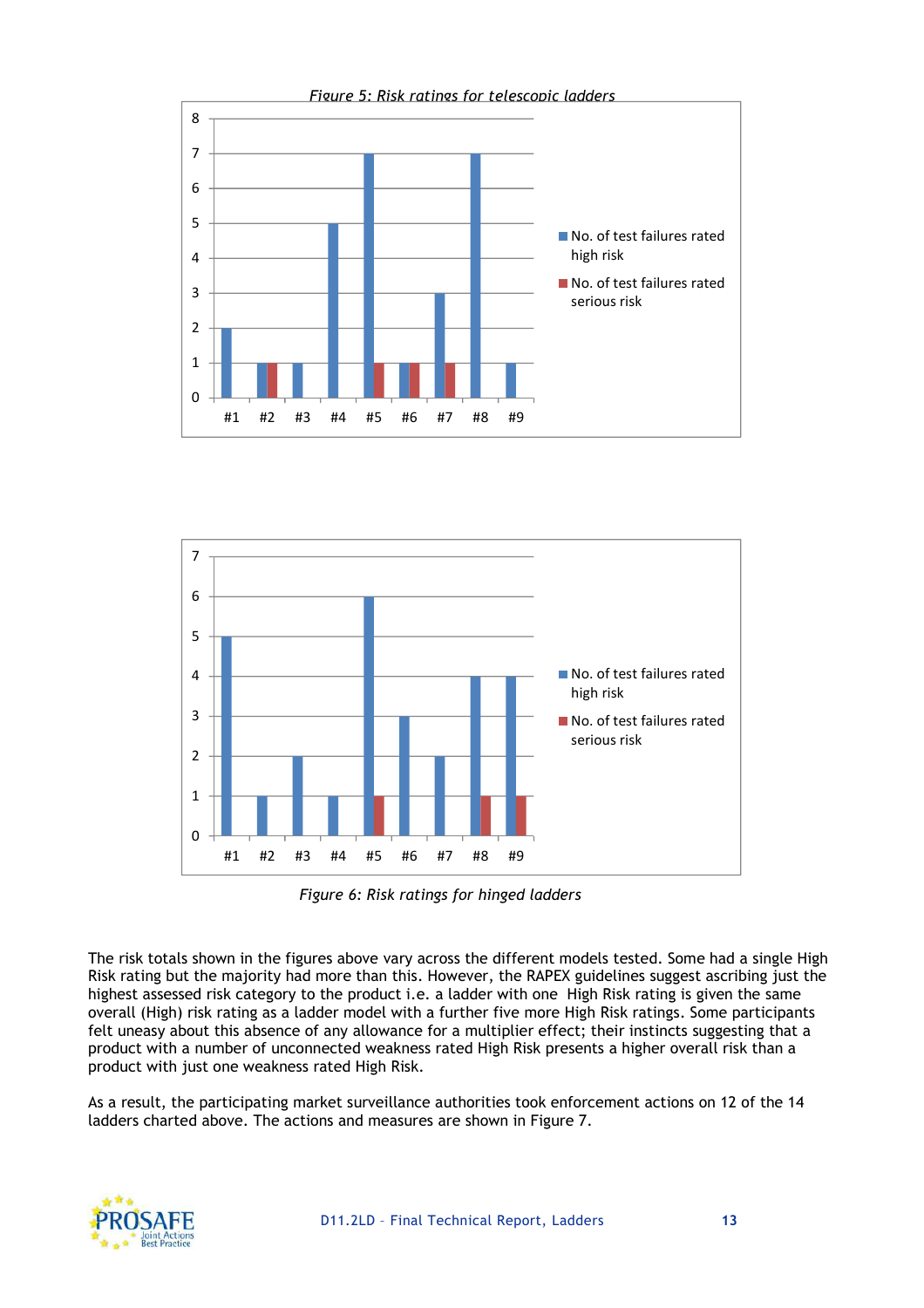*Figure 5: Risk ratings for telescopic ladders*

| Ladder | No. of test failures rated high risk | No. of test failures rated serious risk |
|---|---|---|
| #1 | 2 | 0 |
| #2 | 1 | 1 |
| #3 | 1 | 0 |
| #4 | 5 | 0 |
| #5 | 7 | 1 |
| #6 | 1 | 1 |
| #7 | 3 | 1 |
| #8 | 7 | 0 |
| #9 | 1 | 0 |

| Ladder | No. of test failures rated high risk | No. of test failures rated serious risk |
|---|---|---|
| #1 | 5 | 0 |
| #2 | 1 | 0 |
| #3 | 2 | 0 |
| #4 | 1 | 0 |
| #5 | 6 | 1 |
| #6 | 3 | 0 |
| #7 | 2 | 0 |
| #8 | 4 | 1 |
| #9 | 4 | 1 |

*Figure 6: Risk ratings for hinged ladders*

The risk totals shown in the figures above vary across the different models tested. Some had a single High Risk rating but the majority had more than this. However, the RAPEX guidelines suggest ascribing just the highest assessed risk category to the product i.e. a ladder with one High Risk rating is given the same overall (High) risk rating as a ladder model with a further five more High Risk ratings. Some participants felt uneasy about this absence of any allowance for a multiplier effect; their instincts suggesting that a product with a number of unconnected weakness rated High Risk presents a higher overall risk than a product with just one weakness rated High Risk.

As a result, the participating market surveillance authorities took enforcement actions on 12 of the 14 ladders charted above. The actions and measures are shown in Figure 7.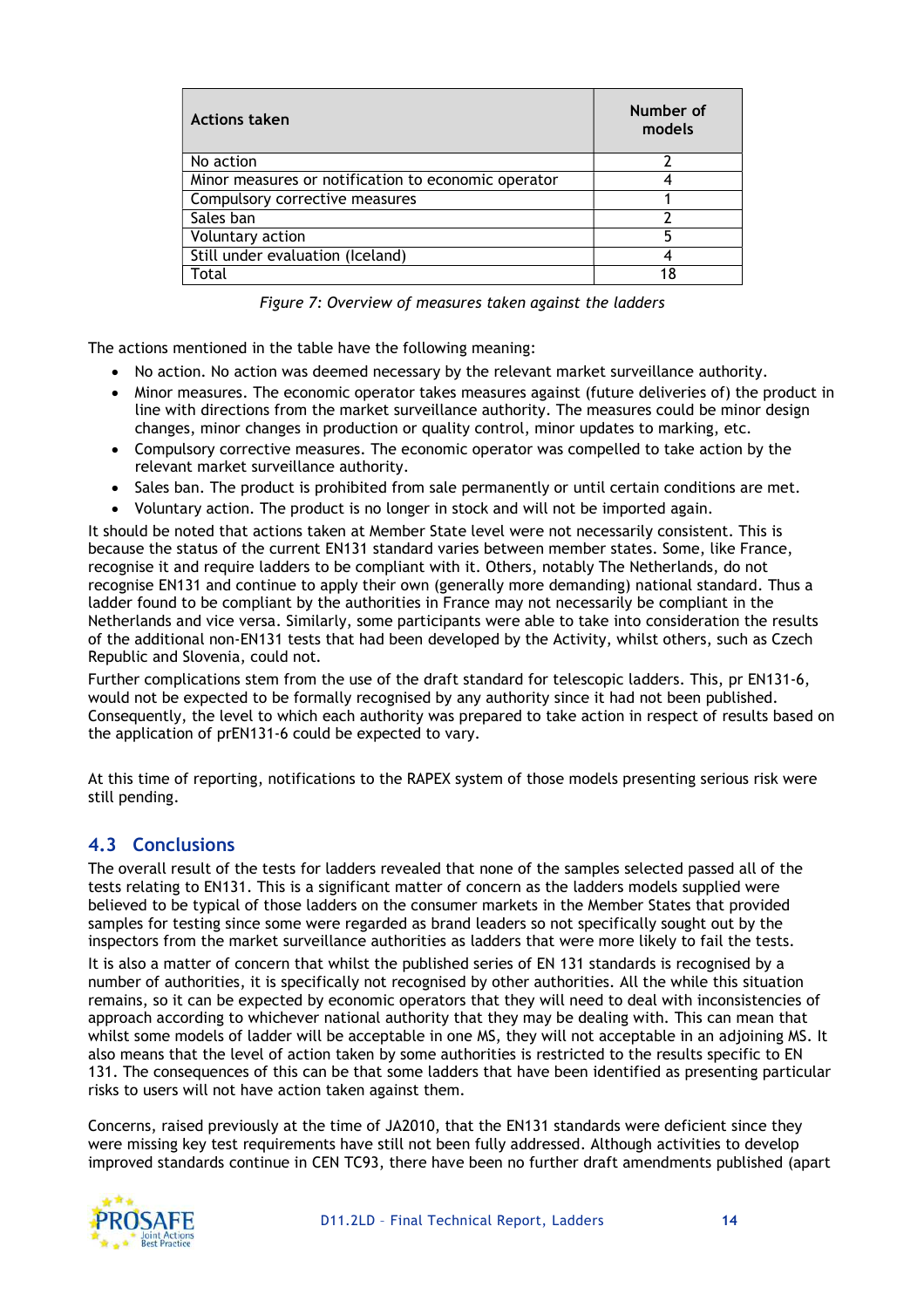| Actions taken | Number of models |
|---|---|
| No action | 2 |
| Minor measures or notification to economic operator | 4 |
| Compulsory corrective measures | 1 |
| Sales ban | 2 |
| Voluntary action | 5 |
| Still under evaluation (Iceland) | 4 |
| Total | 18 |

*Figure 7: Overview of measures taken against the ladders*

The actions mentioned in the table have the following meaning:

- No action. No action was deemed necessary by the relevant market surveillance authority.
- Minor measures. The economic operator takes measures against (future deliveries of) the product in line with directions from the market surveillance authority. The measures could be minor design changes, minor changes in production or quality control, minor updates to marking, etc.
- Compulsory corrective measures. The economic operator was compelled to take action by the relevant market surveillance authority.
- Sales ban. The product is prohibited from sale permanently or until certain conditions are met.
- Voluntary action. The product is no longer in stock and will not be imported again.

It should be noted that actions taken at Member State level were not necessarily consistent. This is because the status of the current EN131 standard varies between member states. Some, like France, recognise it and require ladders to be compliant with it. Others, notably The Netherlands, do not recognise EN131 and continue to apply their own (generally more demanding) national standard. Thus a ladder found to be compliant by the authorities in France may not necessarily be compliant in the Netherlands and vice versa. Similarly, some participants were able to take into consideration the results of the additional non-EN131 tests that had been developed by the Activity, whilst others, such as Czech Republic and Slovenia, could not.

Further complications stem from the use of the draft standard for telescopic ladders. This, pr EN131-6, would not be expected to be formally recognised by any authority since it had not been published. Consequently, the level to which each authority was prepared to take action in respect of results based on the application of prEN131-6 could be expected to vary.

At this time of reporting, notifications to the RAPEX system of those models presenting serious risk were still pending.

## 4.3 Conclusions

The overall result of the tests for ladders revealed that none of the samples selected passed all of the tests relating to EN131. This is a significant matter of concern as the ladders models supplied were believed to be typical of those ladders on the consumer markets in the Member States that provided samples for testing since some were regarded as brand leaders so not specifically sought out by the inspectors from the market surveillance authorities as ladders that were more likely to fail the tests.

It is also a matter of concern that whilst the published series of EN 131 standards is recognised by a number of authorities, it is specifically not recognised by other authorities. All the while this situation remains, so it can be expected by economic operators that they will need to deal with inconsistencies of approach according to whichever national authority that they may be dealing with. This can mean that whilst some models of ladder will be acceptable in one MS, they will not acceptable in an adjoining MS. It also means that the level of action taken by some authorities is restricted to the results specific to EN 131. The consequences of this can be that some ladders that have been identified as presenting particular risks to users will not have action taken against them.

Concerns, raised previously at the time of JA2010, that the EN131 standards were deficient since they were missing key test requirements have still not been fully addressed. Although activities to develop improved standards continue in CEN TC93, there have been no further draft amendments published (apart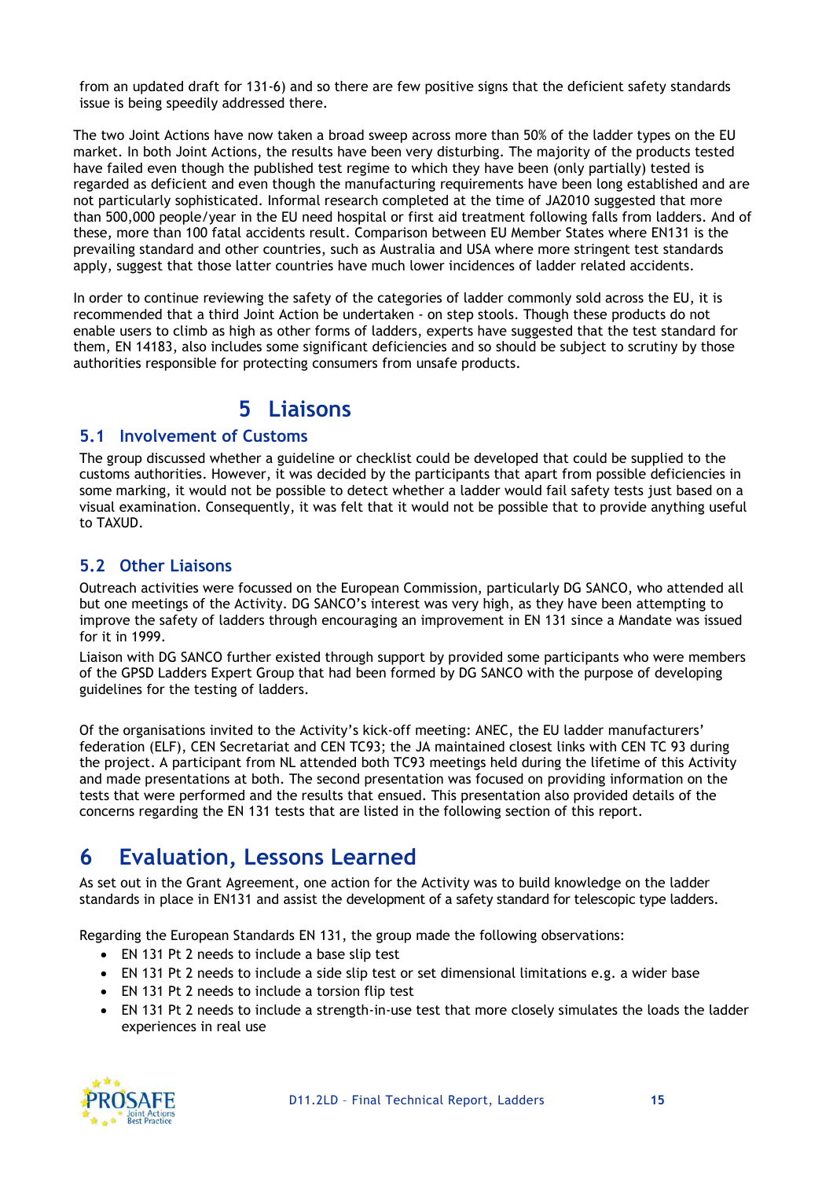from an updated draft for 131-6) and so there are few positive signs that the deficient safety standards issue is being speedily addressed there.

The two Joint Actions have now taken a broad sweep across more than 50% of the ladder types on the EU market. In both Joint Actions, the results have been very disturbing. The majority of the products tested have failed even though the published test regime to which they have been (only partially) tested is regarded as deficient and even though the manufacturing requirements have been long established and are not particularly sophisticated. Informal research completed at the time of JA2010 suggested that more than 500,000 people/year in the EU need hospital or first aid treatment following falls from ladders. And of these, more than 100 fatal accidents result. Comparison between EU Member States where EN131 is the prevailing standard and other countries, such as Australia and USA where more stringent test standards apply, suggest that those latter countries have much lower incidences of ladder related accidents.

In order to continue reviewing the safety of the categories of ladder commonly sold across the EU, it is recommended that a third Joint Action be undertaken - on step stools. Though these products do not enable users to climb as high as other forms of ladders, experts have suggested that the test standard for them, EN 14183, also includes some significant deficiencies and so should be subject to scrutiny by those authorities responsible for protecting consumers from unsafe products.

# 5 Liaisons

## 5.1 Involvement of Customs

The group discussed whether a guideline or checklist could be developed that could be supplied to the customs authorities. However, it was decided by the participants that apart from possible deficiencies in some marking, it would not be possible to detect whether a ladder would fail safety tests just based on a visual examination. Consequently, it was felt that it would not be possible that to provide anything useful to TAXUD.

## 5.2 Other Liaisons

Outreach activities were focussed on the European Commission, particularly DG SANCO, who attended all but one meetings of the Activity. DG SANCO's interest was very high, as they have been attempting to improve the safety of ladders through encouraging an improvement in EN 131 since a Mandate was issued for it in 1999.

Liaison with DG SANCO further existed through support by provided some participants who were members of the GPSD Ladders Expert Group that had been formed by DG SANCO with the purpose of developing guidelines for the testing of ladders.

Of the organisations invited to the Activity's kick-off meeting: ANEC, the EU ladder manufacturers' federation (ELF), CEN Secretariat and CEN TC93; the JA maintained closest links with CEN TC 93 during the project. A participant from NL attended both TC93 meetings held during the lifetime of this Activity and made presentations at both. The second presentation was focused on providing information on the tests that were performed and the results that ensued. This presentation also provided details of the concerns regarding the EN 131 tests that are listed in the following section of this report.

# 6 Evaluation, Lessons Learned

As set out in the Grant Agreement, one action for the Activity was to build knowledge on the ladder standards in place in EN131 and assist the development of a safety standard for telescopic type ladders.

Regarding the European Standards EN 131, the group made the following observations:

- EN 131 Pt 2 needs to include a base slip test
- EN 131 Pt 2 needs to include a side slip test or set dimensional limitations e.g. a wider base
- EN 131 Pt 2 needs to include a torsion flip test
- EN 131 Pt 2 needs to include a strength-in-use test that more closely simulates the loads the ladder experiences in real use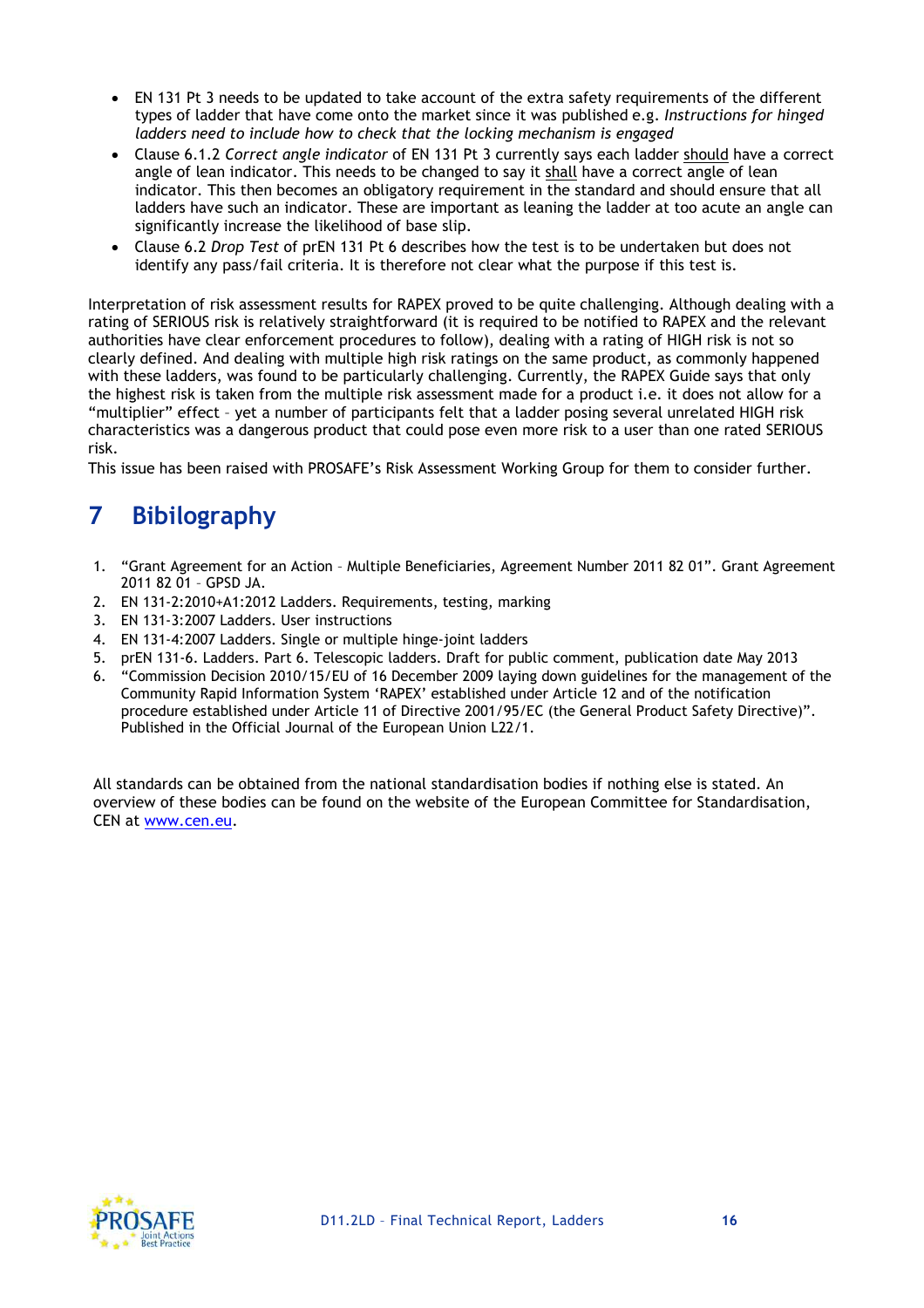- EN 131 Pt 3 needs to be updated to take account of the extra safety requirements of the different types of ladder that have come onto the market since it was published e.g. *Instructions for hinged ladders need to include how to check that the locking mechanism is engaged*
- Clause 6.1.2 *Correct angle indicator* of EN 131 Pt 3 currently says each ladder should have a correct angle of lean indicator. This needs to be changed to say it shall have a correct angle of lean indicator. This then becomes an obligatory requirement in the standard and should ensure that all ladders have such an indicator. These are important as leaning the ladder at too acute an angle can significantly increase the likelihood of base slip.
- Clause 6.2 *Drop Test* of prEN 131 Pt 6 describes how the test is to be undertaken but does not identify any pass/fail criteria. It is therefore not clear what the purpose if this test is.

Interpretation of risk assessment results for RAPEX proved to be quite challenging. Although dealing with a rating of SERIOUS risk is relatively straightforward (it is required to be notified to RAPEX and the relevant authorities have clear enforcement procedures to follow), dealing with a rating of HIGH risk is not so clearly defined. And dealing with multiple high risk ratings on the same product, as commonly happened with these ladders, was found to be particularly challenging. Currently, the RAPEX Guide says that only the highest risk is taken from the multiple risk assessment made for a product i.e. it does not allow for a "multiplier" effect – yet a number of participants felt that a ladder posing several unrelated HIGH risk characteristics was a dangerous product that could pose even more risk to a user than one rated SERIOUS risk.

This issue has been raised with PROSAFE's Risk Assessment Working Group for them to consider further.

# 7 Bibilography

1. "Grant Agreement for an Action – Multiple Beneficiaries, Agreement Number 2011 82 01". Grant Agreement 2011 82 01 – GPSD JA.
2. EN 131-2:2010+A1:2012 Ladders. Requirements, testing, marking
3. EN 131-3:2007 Ladders. User instructions
4. EN 131-4:2007 Ladders. Single or multiple hinge-joint ladders
5. prEN 131-6. Ladders. Part 6. Telescopic ladders. Draft for public comment, publication date May 2013
6. "Commission Decision 2010/15/EU of 16 December 2009 laying down guidelines for the management of the Community Rapid Information System 'RAPEX' established under Article 12 and of the notification procedure established under Article 11 of Directive 2001/95/EC (the General Product Safety Directive)". Published in the Official Journal of the European Union L22/1.

All standards can be obtained from the national standardisation bodies if nothing else is stated. An overview of these bodies can be found on the website of the European Committee for Standardisation, CEN at www.cen.eu.